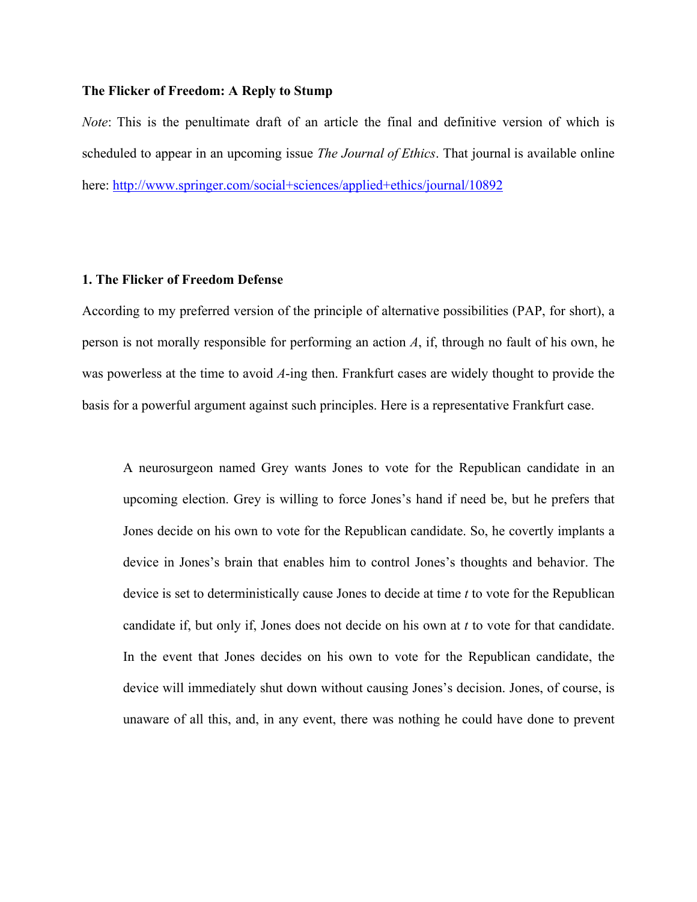**The Flicker of Freedom: A Reply to Stump**

*Note*: This is the penultimate draft of an article the final and definitive version of which is scheduled to appear in an upcoming issue *The Journal of Ethics*. That journal is available online here: http://www.springer.com/social+sciences/applied+ethics/journal/10892

## 1. The Flicker of Freedom Defense

According to my preferred version of the principle of alternative possibilities (PAP, for short), a person is not morally responsible for performing an action *A*, if, through no fault of his own, he was powerless at the time to avoid *A*-ing then. Frankfurt cases are widely thought to provide the basis for a powerful argument against such principles. Here is a representative Frankfurt case.

> A neurosurgeon named Grey wants Jones to vote for the Republican candidate in an upcoming election. Grey is willing to force Jones's hand if need be, but he prefers that Jones decide on his own to vote for the Republican candidate. So, he covertly implants a device in Jones's brain that enables him to control Jones's thoughts and behavior. The device is set to deterministically cause Jones to decide at time *t* to vote for the Republican candidate if, but only if, Jones does not decide on his own at *t* to vote for that candidate. In the event that Jones decides on his own to vote for the Republican candidate, the device will immediately shut down without causing Jones's decision. Jones, of course, is unaware of all this, and, in any event, there was nothing he could have done to prevent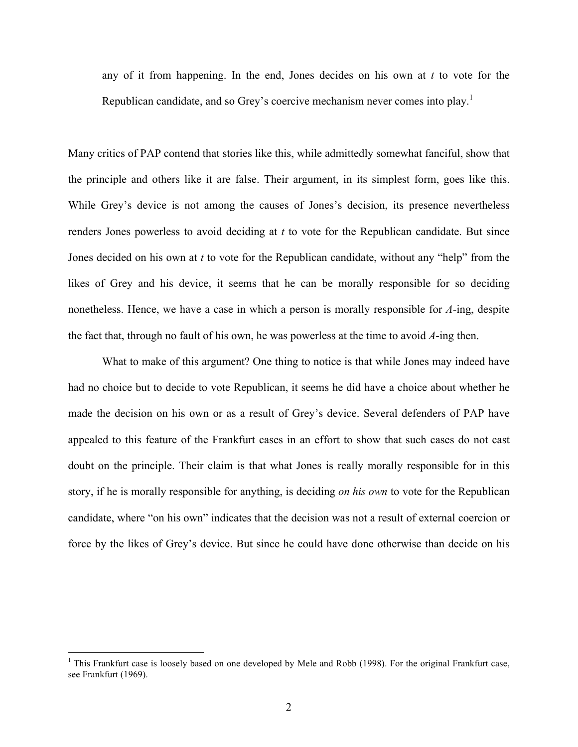any of it from happening. In the end, Jones decides on his own at *t* to vote for the Republican candidate, and so Grey's coercive mechanism never comes into play.[1]

Many critics of PAP contend that stories like this, while admittedly somewhat fanciful, show that the principle and others like it are false. Their argument, in its simplest form, goes like this. While Grey's device is not among the causes of Jones's decision, its presence nevertheless renders Jones powerless to avoid deciding at *t* to vote for the Republican candidate. But since Jones decided on his own at *t* to vote for the Republican candidate, without any "help" from the likes of Grey and his device, it seems that he can be morally responsible for so deciding nonetheless. Hence, we have a case in which a person is morally responsible for *A*-ing, despite the fact that, through no fault of his own, he was powerless at the time to avoid *A*-ing then.

What to make of this argument? One thing to notice is that while Jones may indeed have had no choice but to decide to vote Republican, it seems he did have a choice about whether he made the decision on his own or as a result of Grey's device. Several defenders of PAP have appealed to this feature of the Frankfurt cases in an effort to show that such cases do not cast doubt on the principle. Their claim is that what Jones is really morally responsible for in this story, if he is morally responsible for anything, is deciding *on his own* to vote for the Republican candidate, where "on his own" indicates that the decision was not a result of external coercion or force by the likes of Grey's device. But since he could have done otherwise than decide on his

[1] This Frankfurt case is loosely based on one developed by Mele and Robb (1998). For the original Frankfurt case, see Frankfurt (1969).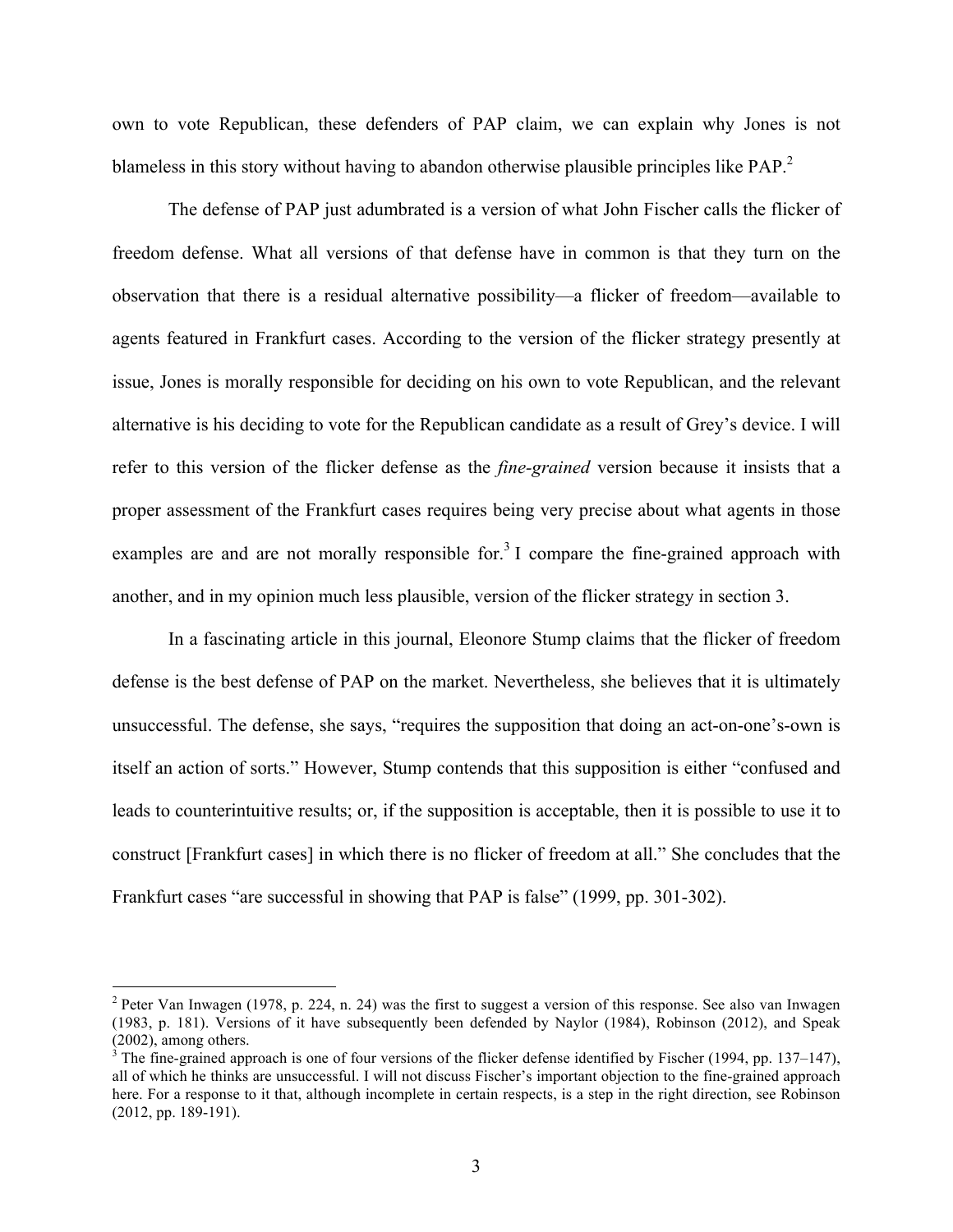own to vote Republican, these defenders of PAP claim, we can explain why Jones is not blameless in this story without having to abandon otherwise plausible principles like PAP.[2]

The defense of PAP just adumbrated is a version of what John Fischer calls the flicker of freedom defense. What all versions of that defense have in common is that they turn on the observation that there is a residual alternative possibility—a flicker of freedom—available to agents featured in Frankfurt cases. According to the version of the flicker strategy presently at issue, Jones is morally responsible for deciding on his own to vote Republican, and the relevant alternative is his deciding to vote for the Republican candidate as a result of Grey's device. I will refer to this version of the flicker defense as the *fine-grained* version because it insists that a proper assessment of the Frankfurt cases requires being very precise about what agents in those examples are and are not morally responsible for.[3] I compare the fine-grained approach with another, and in my opinion much less plausible, version of the flicker strategy in section 3.

In a fascinating article in this journal, Eleonore Stump claims that the flicker of freedom defense is the best defense of PAP on the market. Nevertheless, she believes that it is ultimately unsuccessful. The defense, she says, "requires the supposition that doing an act-on-one's-own is itself an action of sorts." However, Stump contends that this supposition is either "confused and leads to counterintuitive results; or, if the supposition is acceptable, then it is possible to use it to construct [Frankfurt cases] in which there is no flicker of freedom at all." She concludes that the Frankfurt cases "are successful in showing that PAP is false" (1999, pp. 301-302).

---

[2] Peter Van Inwagen (1978, p. 224, n. 24) was the first to suggest a version of this response. See also van Inwagen (1983, p. 181). Versions of it have subsequently been defended by Naylor (1984), Robinson (2012), and Speak (2002), among others.

[3] The fine-grained approach is one of four versions of the flicker defense identified by Fischer (1994, pp. 137–147), all of which he thinks are unsuccessful. I will not discuss Fischer's important objection to the fine-grained approach here. For a response to it that, although incomplete in certain respects, is a step in the right direction, see Robinson (2012, pp. 189-191).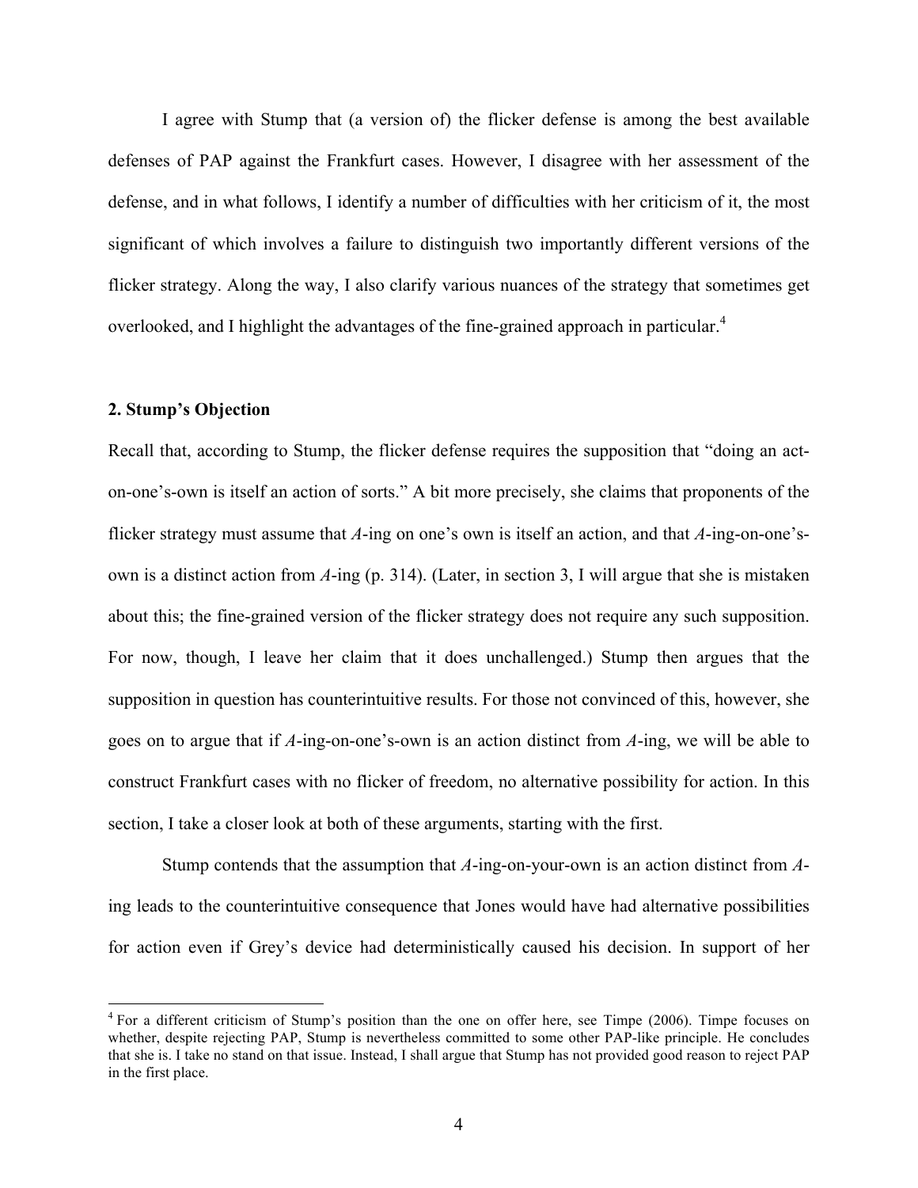I agree with Stump that (a version of) the flicker defense is among the best available defenses of PAP against the Frankfurt cases. However, I disagree with her assessment of the defense, and in what follows, I identify a number of difficulties with her criticism of it, the most significant of which involves a failure to distinguish two importantly different versions of the flicker strategy. Along the way, I also clarify various nuances of the strategy that sometimes get overlooked, and I highlight the advantages of the fine-grained approach in particular.[4]

## 2. Stump's Objection

Recall that, according to Stump, the flicker defense requires the supposition that "doing an act-on-one's-own is itself an action of sorts." A bit more precisely, she claims that proponents of the flicker strategy must assume that *A*-ing on one's own is itself an action, and that *A*-ing-on-one's-own is a distinct action from *A*-ing (p. 314). (Later, in section 3, I will argue that she is mistaken about this; the fine-grained version of the flicker strategy does not require any such supposition. For now, though, I leave her claim that it does unchallenged.) Stump then argues that the supposition in question has counterintuitive results. For those not convinced of this, however, she goes on to argue that if *A*-ing-on-one's-own is an action distinct from *A*-ing, we will be able to construct Frankfurt cases with no flicker of freedom, no alternative possibility for action. In this section, I take a closer look at both of these arguments, starting with the first.

Stump contends that the assumption that *A*-ing-on-your-own is an action distinct from *A*-ing leads to the counterintuitive consequence that Jones would have had alternative possibilities for action even if Grey's device had deterministically caused his decision. In support of her

[4] For a different criticism of Stump's position than the one on offer here, see Timpe (2006). Timpe focuses on whether, despite rejecting PAP, Stump is nevertheless committed to some other PAP-like principle. He concludes that she is. I take no stand on that issue. Instead, I shall argue that Stump has not provided good reason to reject PAP in the first place.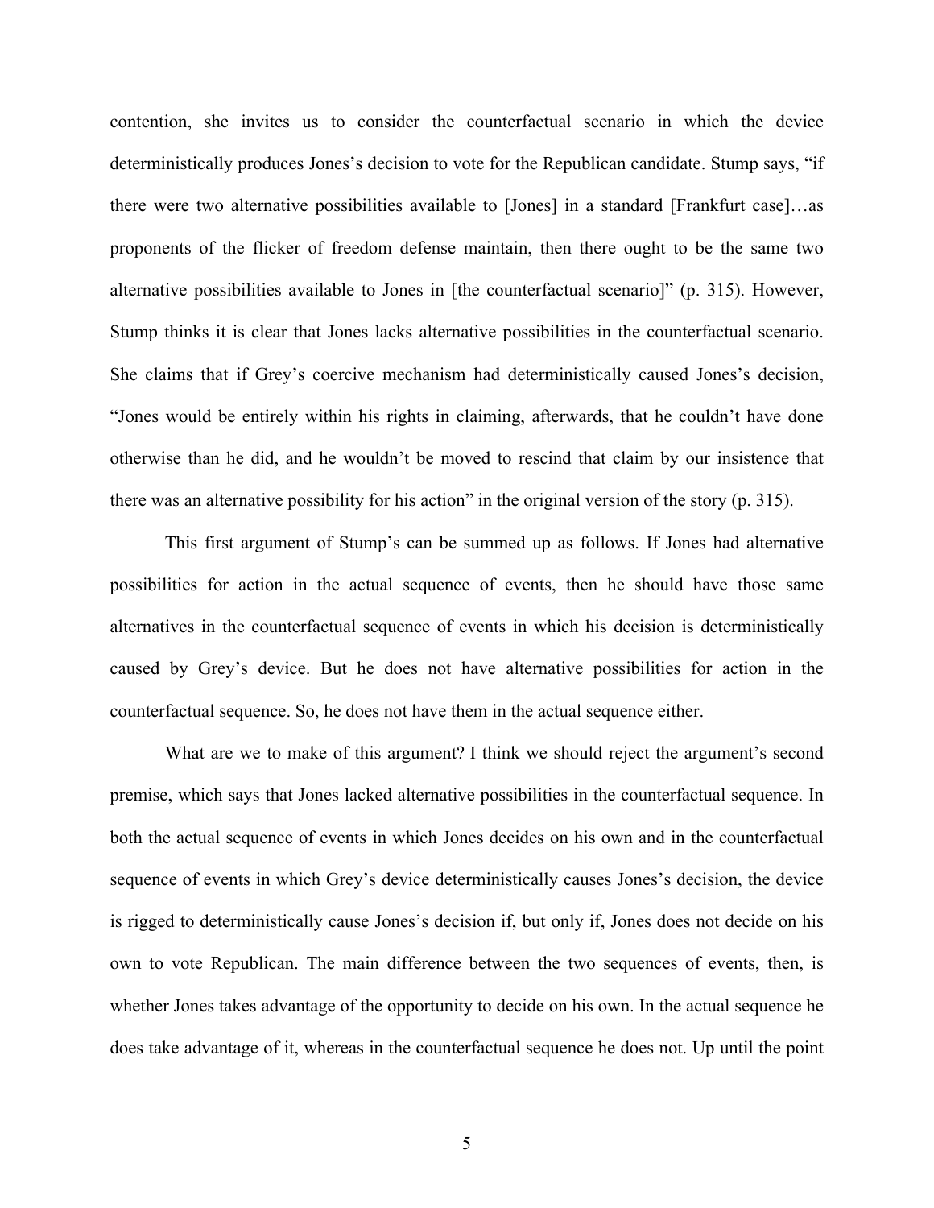contention, she invites us to consider the counterfactual scenario in which the device deterministically produces Jones's decision to vote for the Republican candidate. Stump says, "if there were two alternative possibilities available to [Jones] in a standard [Frankfurt case]…as proponents of the flicker of freedom defense maintain, then there ought to be the same two alternative possibilities available to Jones in [the counterfactual scenario]" (p. 315). However, Stump thinks it is clear that Jones lacks alternative possibilities in the counterfactual scenario. She claims that if Grey's coercive mechanism had deterministically caused Jones's decision, "Jones would be entirely within his rights in claiming, afterwards, that he couldn't have done otherwise than he did, and he wouldn't be moved to rescind that claim by our insistence that there was an alternative possibility for his action" in the original version of the story (p. 315).

This first argument of Stump's can be summed up as follows. If Jones had alternative possibilities for action in the actual sequence of events, then he should have those same alternatives in the counterfactual sequence of events in which his decision is deterministically caused by Grey's device. But he does not have alternative possibilities for action in the counterfactual sequence. So, he does not have them in the actual sequence either.

What are we to make of this argument? I think we should reject the argument's second premise, which says that Jones lacked alternative possibilities in the counterfactual sequence. In both the actual sequence of events in which Jones decides on his own and in the counterfactual sequence of events in which Grey's device deterministically causes Jones's decision, the device is rigged to deterministically cause Jones's decision if, but only if, Jones does not decide on his own to vote Republican. The main difference between the two sequences of events, then, is whether Jones takes advantage of the opportunity to decide on his own. In the actual sequence he does take advantage of it, whereas in the counterfactual sequence he does not. Up until the point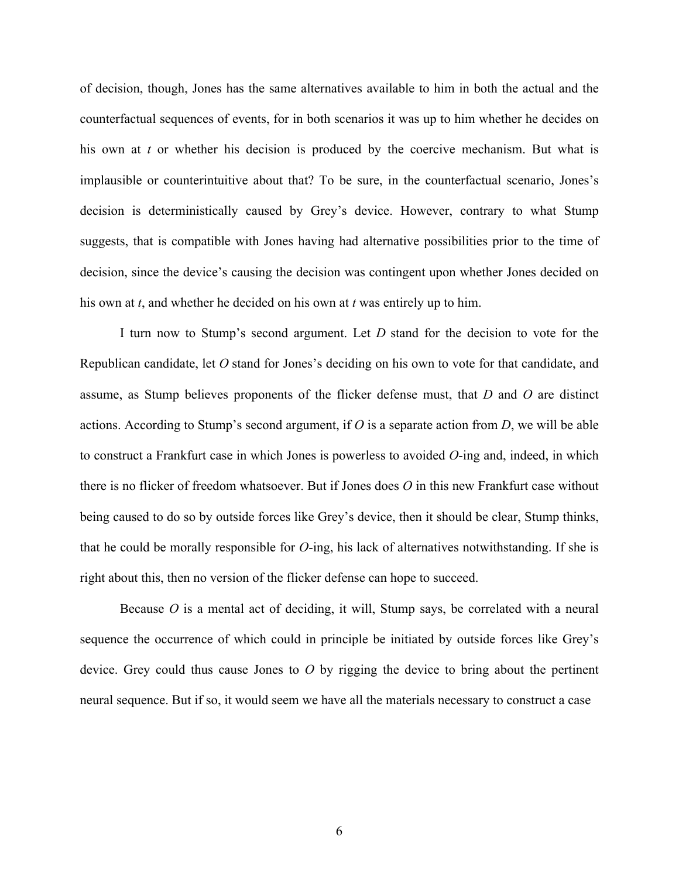of decision, though, Jones has the same alternatives available to him in both the actual and the counterfactual sequences of events, for in both scenarios it was up to him whether he decides on his own at *t* or whether his decision is produced by the coercive mechanism. But what is implausible or counterintuitive about that? To be sure, in the counterfactual scenario, Jones's decision is deterministically caused by Grey's device. However, contrary to what Stump suggests, that is compatible with Jones having had alternative possibilities prior to the time of decision, since the device's causing the decision was contingent upon whether Jones decided on his own at *t*, and whether he decided on his own at *t* was entirely up to him.

I turn now to Stump's second argument. Let *D* stand for the decision to vote for the Republican candidate, let *O* stand for Jones's deciding on his own to vote for that candidate, and assume, as Stump believes proponents of the flicker defense must, that *D* and *O* are distinct actions. According to Stump's second argument, if *O* is a separate action from *D*, we will be able to construct a Frankfurt case in which Jones is powerless to avoided *O*-ing and, indeed, in which there is no flicker of freedom whatsoever. But if Jones does *O* in this new Frankfurt case without being caused to do so by outside forces like Grey's device, then it should be clear, Stump thinks, that he could be morally responsible for *O*-ing, his lack of alternatives notwithstanding. If she is right about this, then no version of the flicker defense can hope to succeed.

Because *O* is a mental act of deciding, it will, Stump says, be correlated with a neural sequence the occurrence of which could in principle be initiated by outside forces like Grey's device. Grey could thus cause Jones to *O* by rigging the device to bring about the pertinent neural sequence. But if so, it would seem we have all the materials necessary to construct a case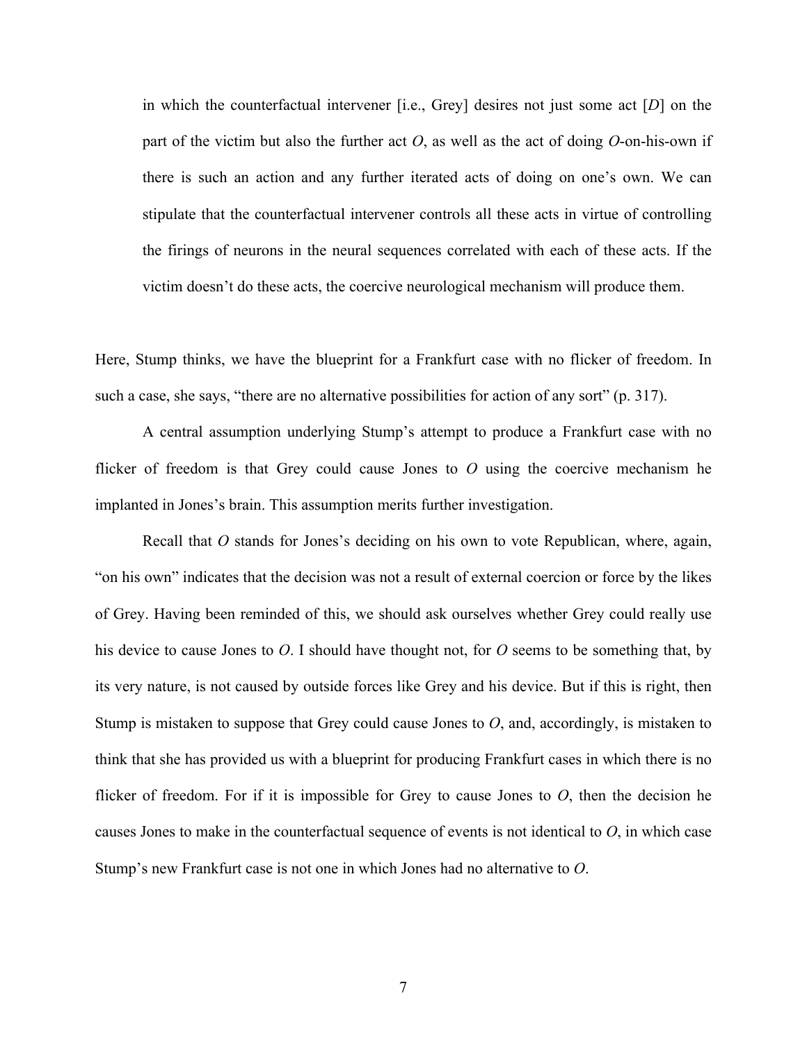> in which the counterfactual intervener [i.e., Grey] desires not just some act [*D*] on the part of the victim but also the further act *O*, as well as the act of doing *O*-on-his-own if there is such an action and any further iterated acts of doing on one's own. We can stipulate that the counterfactual intervener controls all these acts in virtue of controlling the firings of neurons in the neural sequences correlated with each of these acts. If the victim doesn't do these acts, the coercive neurological mechanism will produce them.

Here, Stump thinks, we have the blueprint for a Frankfurt case with no flicker of freedom. In such a case, she says, "there are no alternative possibilities for action of any sort" (p. 317).

A central assumption underlying Stump's attempt to produce a Frankfurt case with no flicker of freedom is that Grey could cause Jones to *O* using the coercive mechanism he implanted in Jones's brain. This assumption merits further investigation.

Recall that *O* stands for Jones's deciding on his own to vote Republican, where, again, "on his own" indicates that the decision was not a result of external coercion or force by the likes of Grey. Having been reminded of this, we should ask ourselves whether Grey could really use his device to cause Jones to *O*. I should have thought not, for *O* seems to be something that, by its very nature, is not caused by outside forces like Grey and his device. But if this is right, then Stump is mistaken to suppose that Grey could cause Jones to *O*, and, accordingly, is mistaken to think that she has provided us with a blueprint for producing Frankfurt cases in which there is no flicker of freedom. For if it is impossible for Grey to cause Jones to *O*, then the decision he causes Jones to make in the counterfactual sequence of events is not identical to *O*, in which case Stump's new Frankfurt case is not one in which Jones had no alternative to *O*.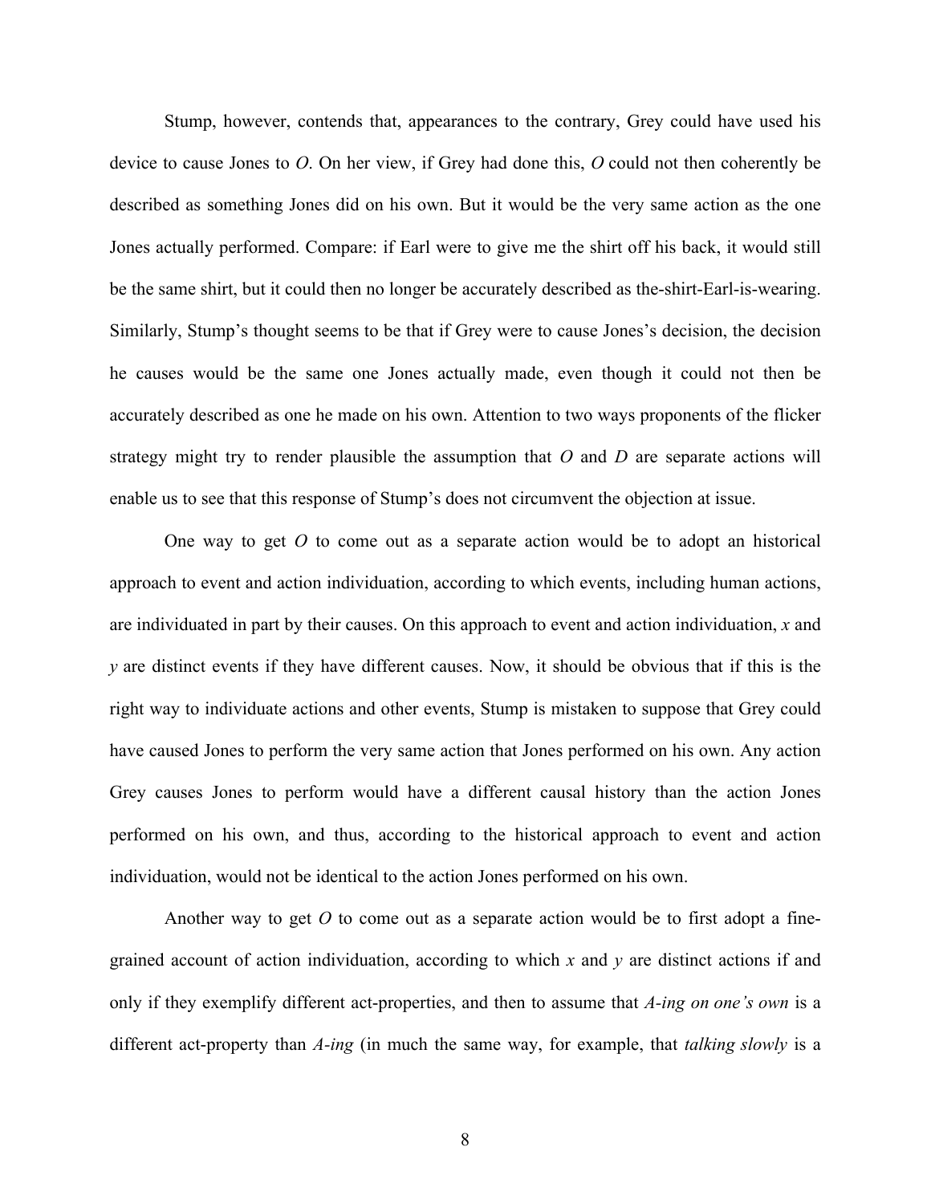Stump, however, contends that, appearances to the contrary, Grey could have used his device to cause Jones to *O*. On her view, if Grey had done this, *O* could not then coherently be described as something Jones did on his own. But it would be the very same action as the one Jones actually performed. Compare: if Earl were to give me the shirt off his back, it would still be the same shirt, but it could then no longer be accurately described as the-shirt-Earl-is-wearing. Similarly, Stump's thought seems to be that if Grey were to cause Jones's decision, the decision he causes would be the same one Jones actually made, even though it could not then be accurately described as one he made on his own. Attention to two ways proponents of the flicker strategy might try to render plausible the assumption that *O* and *D* are separate actions will enable us to see that this response of Stump's does not circumvent the objection at issue.

One way to get *O* to come out as a separate action would be to adopt an historical approach to event and action individuation, according to which events, including human actions, are individuated in part by their causes. On this approach to event and action individuation, *x* and *y* are distinct events if they have different causes. Now, it should be obvious that if this is the right way to individuate actions and other events, Stump is mistaken to suppose that Grey could have caused Jones to perform the very same action that Jones performed on his own. Any action Grey causes Jones to perform would have a different causal history than the action Jones performed on his own, and thus, according to the historical approach to event and action individuation, would not be identical to the action Jones performed on his own.

Another way to get *O* to come out as a separate action would be to first adopt a fine-grained account of action individuation, according to which *x* and *y* are distinct actions if and only if they exemplify different act-properties, and then to assume that *A-ing on one's own* is a different act-property than *A-ing* (in much the same way, for example, that *talking slowly* is a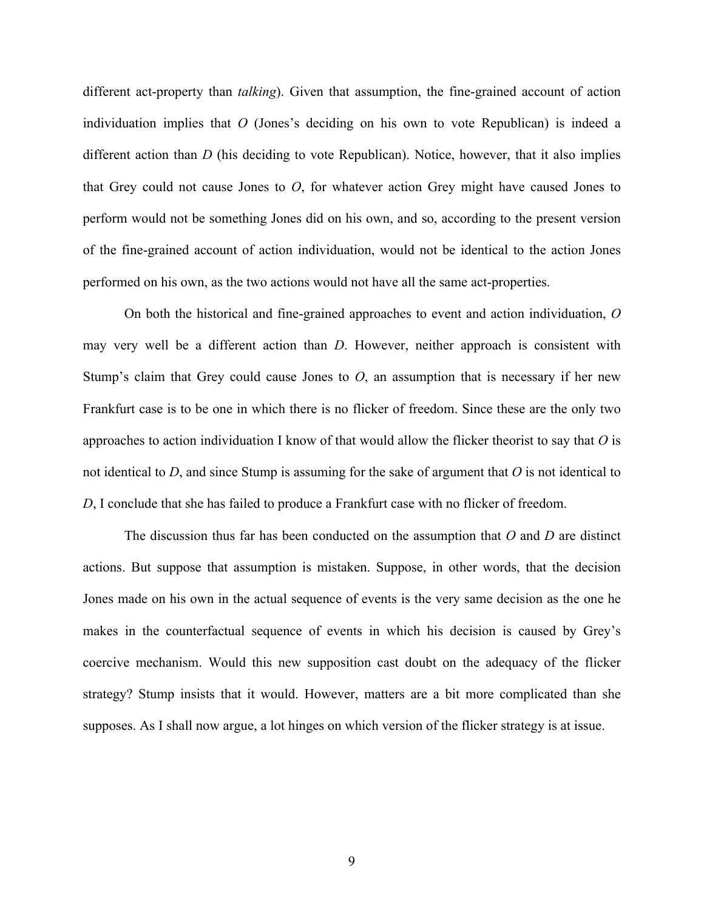different act-property than *talking*). Given that assumption, the fine-grained account of action individuation implies that *O* (Jones's deciding on his own to vote Republican) is indeed a different action than *D* (his deciding to vote Republican). Notice, however, that it also implies that Grey could not cause Jones to *O*, for whatever action Grey might have caused Jones to perform would not be something Jones did on his own, and so, according to the present version of the fine-grained account of action individuation, would not be identical to the action Jones performed on his own, as the two actions would not have all the same act-properties.

On both the historical and fine-grained approaches to event and action individuation, *O* may very well be a different action than *D*. However, neither approach is consistent with Stump's claim that Grey could cause Jones to *O*, an assumption that is necessary if her new Frankfurt case is to be one in which there is no flicker of freedom. Since these are the only two approaches to action individuation I know of that would allow the flicker theorist to say that *O* is not identical to *D*, and since Stump is assuming for the sake of argument that *O* is not identical to *D*, I conclude that she has failed to produce a Frankfurt case with no flicker of freedom.

The discussion thus far has been conducted on the assumption that *O* and *D* are distinct actions. But suppose that assumption is mistaken. Suppose, in other words, that the decision Jones made on his own in the actual sequence of events is the very same decision as the one he makes in the counterfactual sequence of events in which his decision is caused by Grey's coercive mechanism. Would this new supposition cast doubt on the adequacy of the flicker strategy? Stump insists that it would. However, matters are a bit more complicated than she supposes. As I shall now argue, a lot hinges on which version of the flicker strategy is at issue.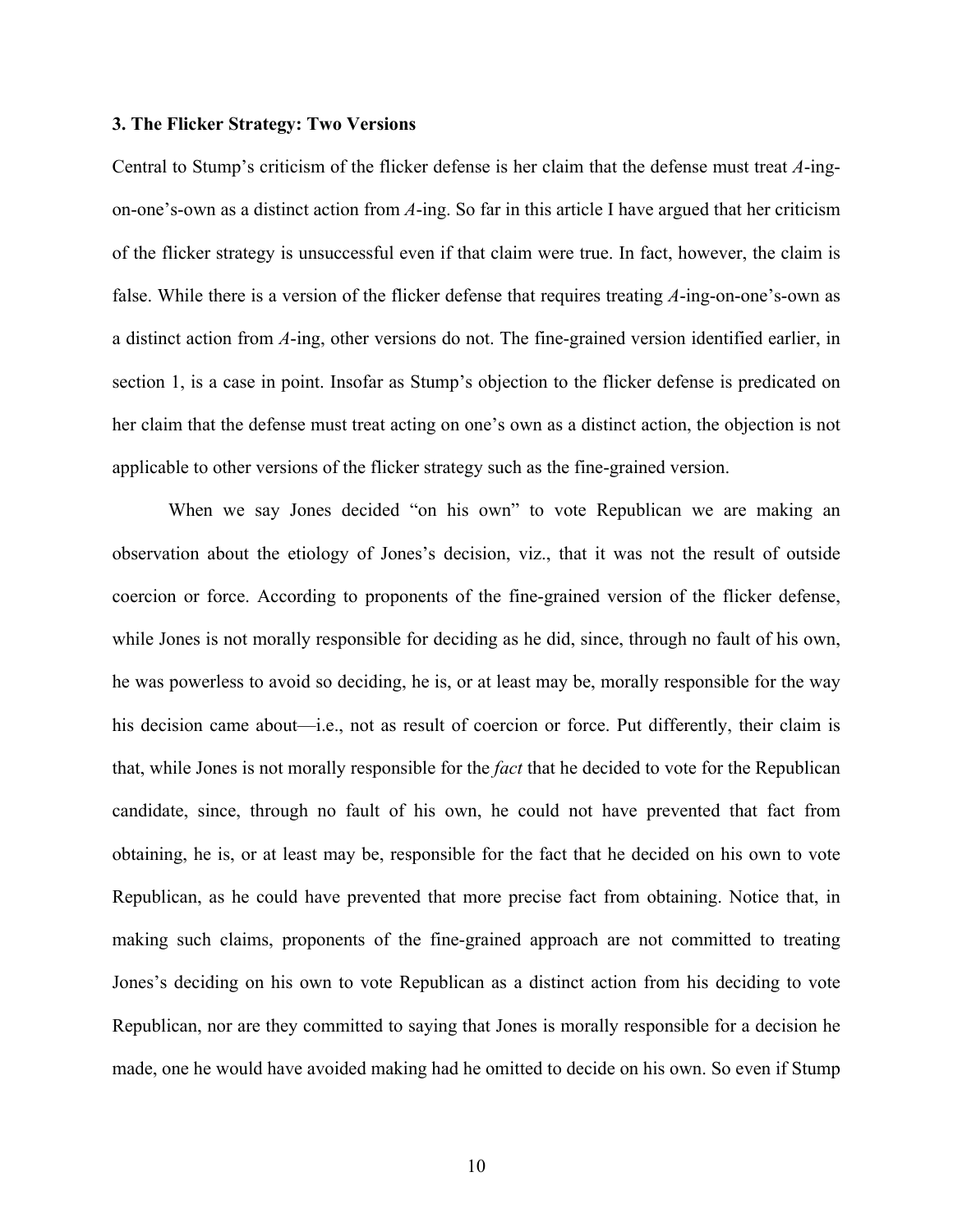### 3. The Flicker Strategy: Two Versions

Central to Stump's criticism of the flicker defense is her claim that the defense must treat *A*-ing-on-one's-own as a distinct action from *A*-ing. So far in this article I have argued that her criticism of the flicker strategy is unsuccessful even if that claim were true. In fact, however, the claim is false. While there is a version of the flicker defense that requires treating *A*-ing-on-one's-own as a distinct action from *A*-ing, other versions do not. The fine-grained version identified earlier, in section 1, is a case in point. Insofar as Stump's objection to the flicker defense is predicated on her claim that the defense must treat acting on one's own as a distinct action, the objection is not applicable to other versions of the flicker strategy such as the fine-grained version.

When we say Jones decided "on his own" to vote Republican we are making an observation about the etiology of Jones's decision, viz., that it was not the result of outside coercion or force. According to proponents of the fine-grained version of the flicker defense, while Jones is not morally responsible for deciding as he did, since, through no fault of his own, he was powerless to avoid so deciding, he is, or at least may be, morally responsible for the way his decision came about—i.e., not as result of coercion or force. Put differently, their claim is that, while Jones is not morally responsible for the *fact* that he decided to vote for the Republican candidate, since, through no fault of his own, he could not have prevented that fact from obtaining, he is, or at least may be, responsible for the fact that he decided on his own to vote Republican, as he could have prevented that more precise fact from obtaining. Notice that, in making such claims, proponents of the fine-grained approach are not committed to treating Jones's deciding on his own to vote Republican as a distinct action from his deciding to vote Republican, nor are they committed to saying that Jones is morally responsible for a decision he made, one he would have avoided making had he omitted to decide on his own. So even if Stump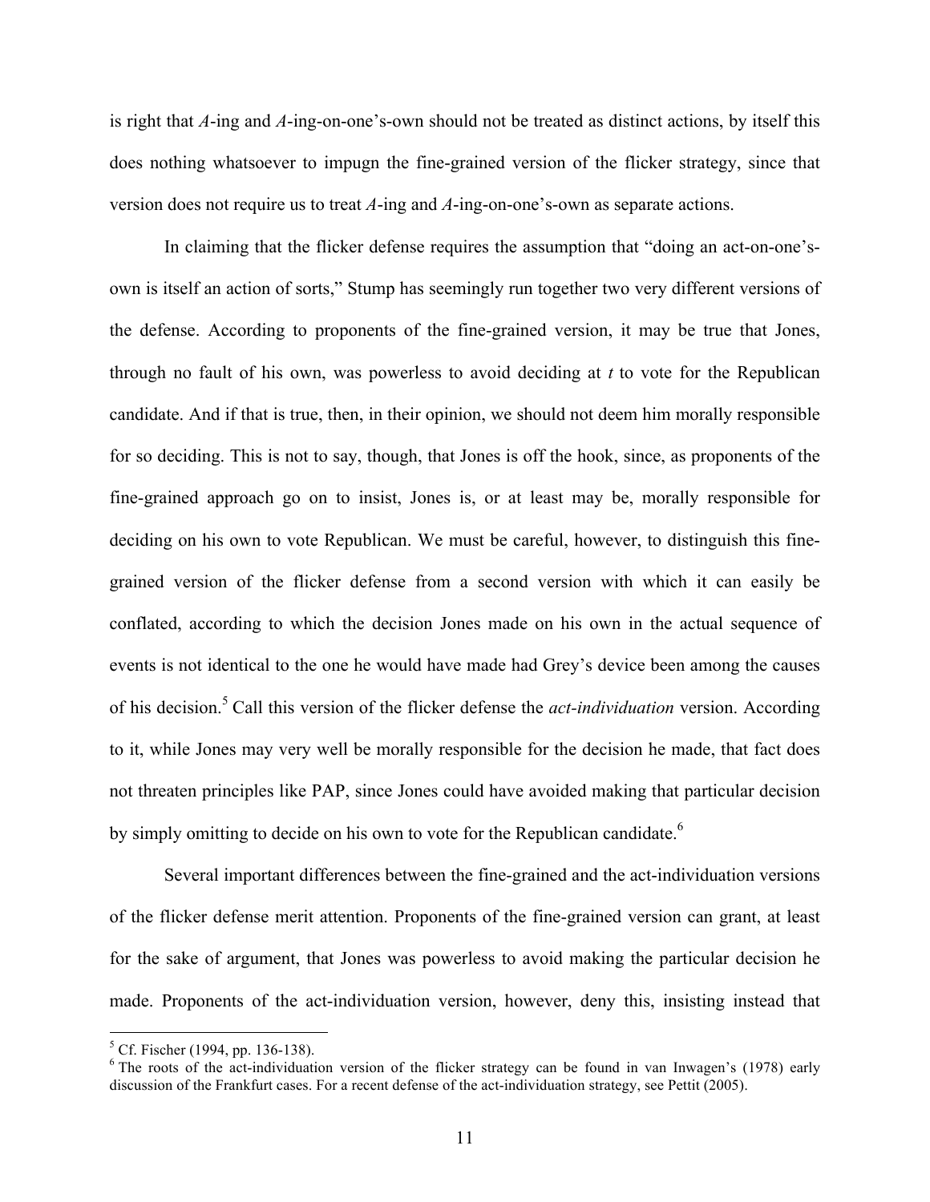is right that *A*-ing and *A*-ing-on-one's-own should not be treated as distinct actions, by itself this does nothing whatsoever to impugn the fine-grained version of the flicker strategy, since that version does not require us to treat *A*-ing and *A*-ing-on-one's-own as separate actions.

In claiming that the flicker defense requires the assumption that "doing an act-on-one's-own is itself an action of sorts," Stump has seemingly run together two very different versions of the defense. According to proponents of the fine-grained version, it may be true that Jones, through no fault of his own, was powerless to avoid deciding at *t* to vote for the Republican candidate. And if that is true, then, in their opinion, we should not deem him morally responsible for so deciding. This is not to say, though, that Jones is off the hook, since, as proponents of the fine-grained approach go on to insist, Jones is, or at least may be, morally responsible for deciding on his own to vote Republican. We must be careful, however, to distinguish this fine-grained version of the flicker defense from a second version with which it can easily be conflated, according to which the decision Jones made on his own in the actual sequence of events is not identical to the one he would have made had Grey's device been among the causes of his decision.[5] Call this version of the flicker defense the *act-individuation* version. According to it, while Jones may very well be morally responsible for the decision he made, that fact does not threaten principles like PAP, since Jones could have avoided making that particular decision by simply omitting to decide on his own to vote for the Republican candidate.[6]

Several important differences between the fine-grained and the act-individuation versions of the flicker defense merit attention. Proponents of the fine-grained version can grant, at least for the sake of argument, that Jones was powerless to avoid making the particular decision he made. Proponents of the act-individuation version, however, deny this, insisting instead that

[5] Cf. Fischer (1994, pp. 136-138).

[6] The roots of the act-individuation version of the flicker strategy can be found in van Inwagen's (1978) early discussion of the Frankfurt cases. For a recent defense of the act-individuation strategy, see Pettit (2005).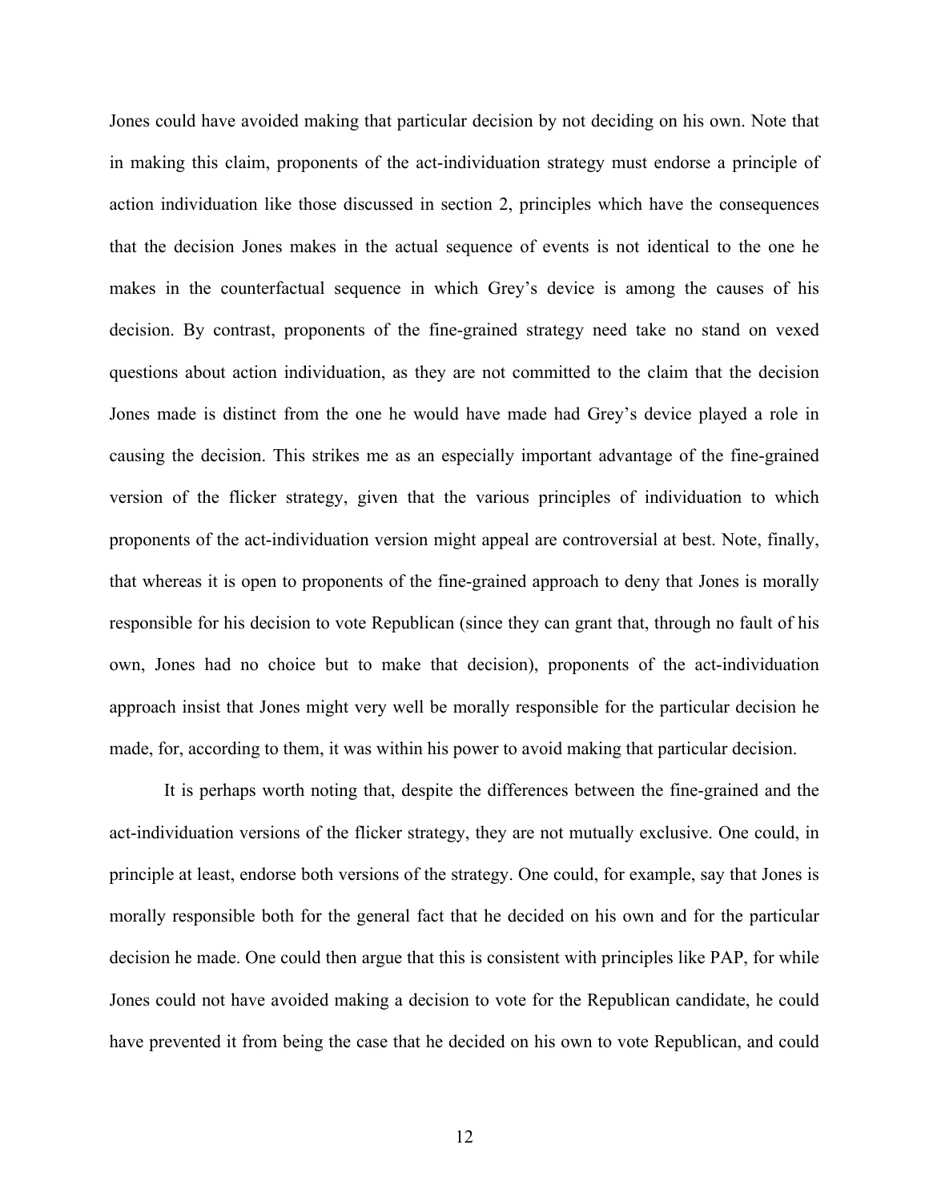Jones could have avoided making that particular decision by not deciding on his own. Note that in making this claim, proponents of the act-individuation strategy must endorse a principle of action individuation like those discussed in section 2, principles which have the consequences that the decision Jones makes in the actual sequence of events is not identical to the one he makes in the counterfactual sequence in which Grey's device is among the causes of his decision. By contrast, proponents of the fine-grained strategy need take no stand on vexed questions about action individuation, as they are not committed to the claim that the decision Jones made is distinct from the one he would have made had Grey's device played a role in causing the decision. This strikes me as an especially important advantage of the fine-grained version of the flicker strategy, given that the various principles of individuation to which proponents of the act-individuation version might appeal are controversial at best. Note, finally, that whereas it is open to proponents of the fine-grained approach to deny that Jones is morally responsible for his decision to vote Republican (since they can grant that, through no fault of his own, Jones had no choice but to make that decision), proponents of the act-individuation approach insist that Jones might very well be morally responsible for the particular decision he made, for, according to them, it was within his power to avoid making that particular decision.

It is perhaps worth noting that, despite the differences between the fine-grained and the act-individuation versions of the flicker strategy, they are not mutually exclusive. One could, in principle at least, endorse both versions of the strategy. One could, for example, say that Jones is morally responsible both for the general fact that he decided on his own and for the particular decision he made. One could then argue that this is consistent with principles like PAP, for while Jones could not have avoided making a decision to vote for the Republican candidate, he could have prevented it from being the case that he decided on his own to vote Republican, and could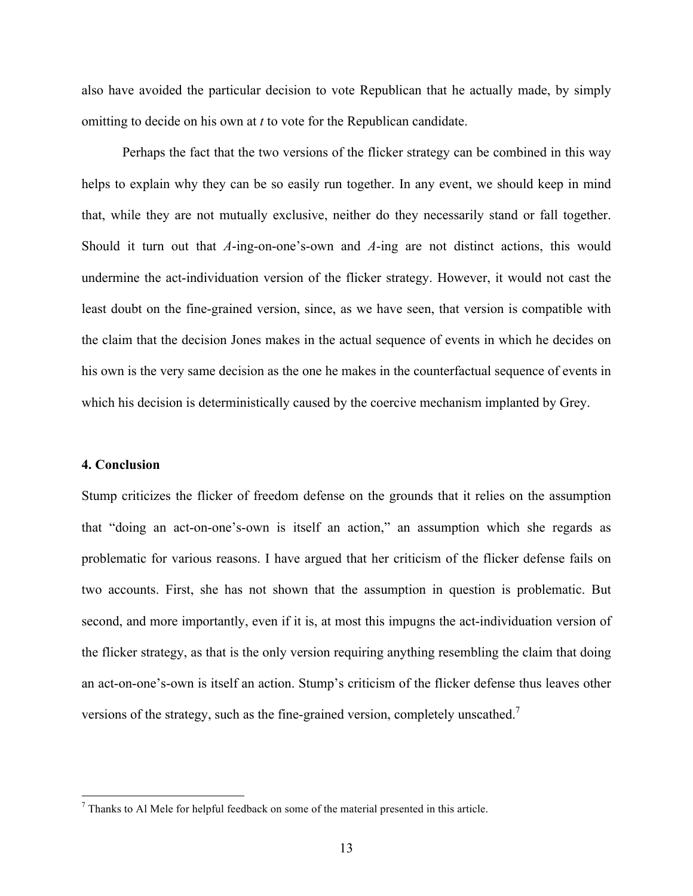also have avoided the particular decision to vote Republican that he actually made, by simply omitting to decide on his own at *t* to vote for the Republican candidate.

Perhaps the fact that the two versions of the flicker strategy can be combined in this way helps to explain why they can be so easily run together. In any event, we should keep in mind that, while they are not mutually exclusive, neither do they necessarily stand or fall together. Should it turn out that *A*-ing-on-one's-own and *A*-ing are not distinct actions, this would undermine the act-individuation version of the flicker strategy. However, it would not cast the least doubt on the fine-grained version, since, as we have seen, that version is compatible with the claim that the decision Jones makes in the actual sequence of events in which he decides on his own is the very same decision as the one he makes in the counterfactual sequence of events in which his decision is deterministically caused by the coercive mechanism implanted by Grey.

**4. Conclusion**

Stump criticizes the flicker of freedom defense on the grounds that it relies on the assumption that "doing an act-on-one's-own is itself an action," an assumption which she regards as problematic for various reasons. I have argued that her criticism of the flicker defense fails on two accounts. First, she has not shown that the assumption in question is problematic. But second, and more importantly, even if it is, at most this impugns the act-individuation version of the flicker strategy, as that is the only version requiring anything resembling the claim that doing an act-on-one's-own is itself an action. Stump's criticism of the flicker defense thus leaves other versions of the strategy, such as the fine-grained version, completely unscathed.[7]

---

[7] Thanks to Al Mele for helpful feedback on some of the material presented in this article.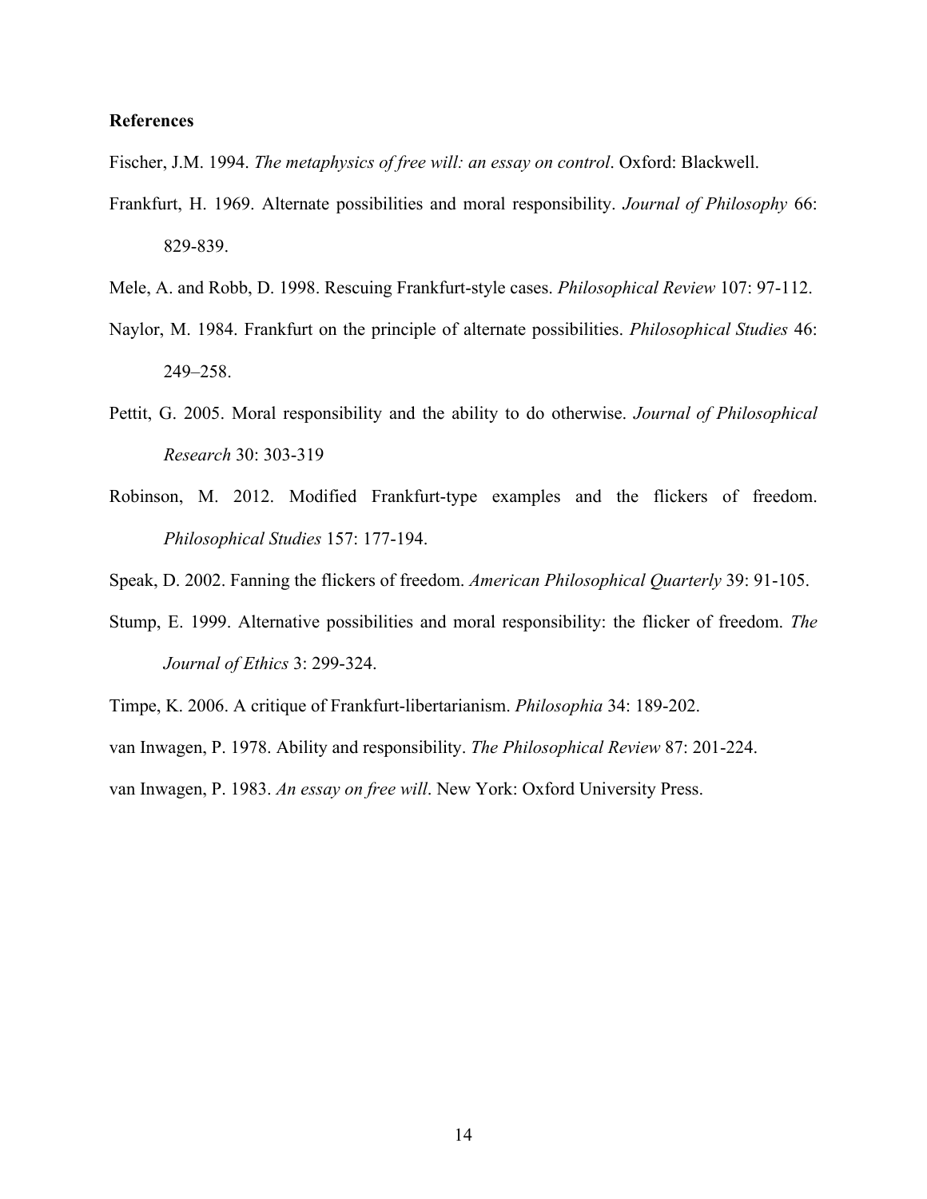**References**

Fischer, J.M. 1994. *The metaphysics of free will: an essay on control*. Oxford: Blackwell.

Frankfurt, H. 1969. Alternate possibilities and moral responsibility. *Journal of Philosophy* 66: 829-839.

Mele, A. and Robb, D. 1998. Rescuing Frankfurt-style cases. *Philosophical Review* 107: 97-112.

Naylor, M. 1984. Frankfurt on the principle of alternate possibilities. *Philosophical Studies* 46: 249–258.

Pettit, G. 2005. Moral responsibility and the ability to do otherwise. *Journal of Philosophical Research* 30: 303-319

Robinson, M. 2012. Modified Frankfurt-type examples and the flickers of freedom. *Philosophical Studies* 157: 177-194.

Speak, D. 2002. Fanning the flickers of freedom. *American Philosophical Quarterly* 39: 91-105.

Stump, E. 1999. Alternative possibilities and moral responsibility: the flicker of freedom. *The Journal of Ethics* 3: 299-324.

Timpe, K. 2006. A critique of Frankfurt-libertarianism. *Philosophia* 34: 189-202.

van Inwagen, P. 1978. Ability and responsibility. *The Philosophical Review* 87: 201-224.

van Inwagen, P. 1983. *An essay on free will*. New York: Oxford University Press.